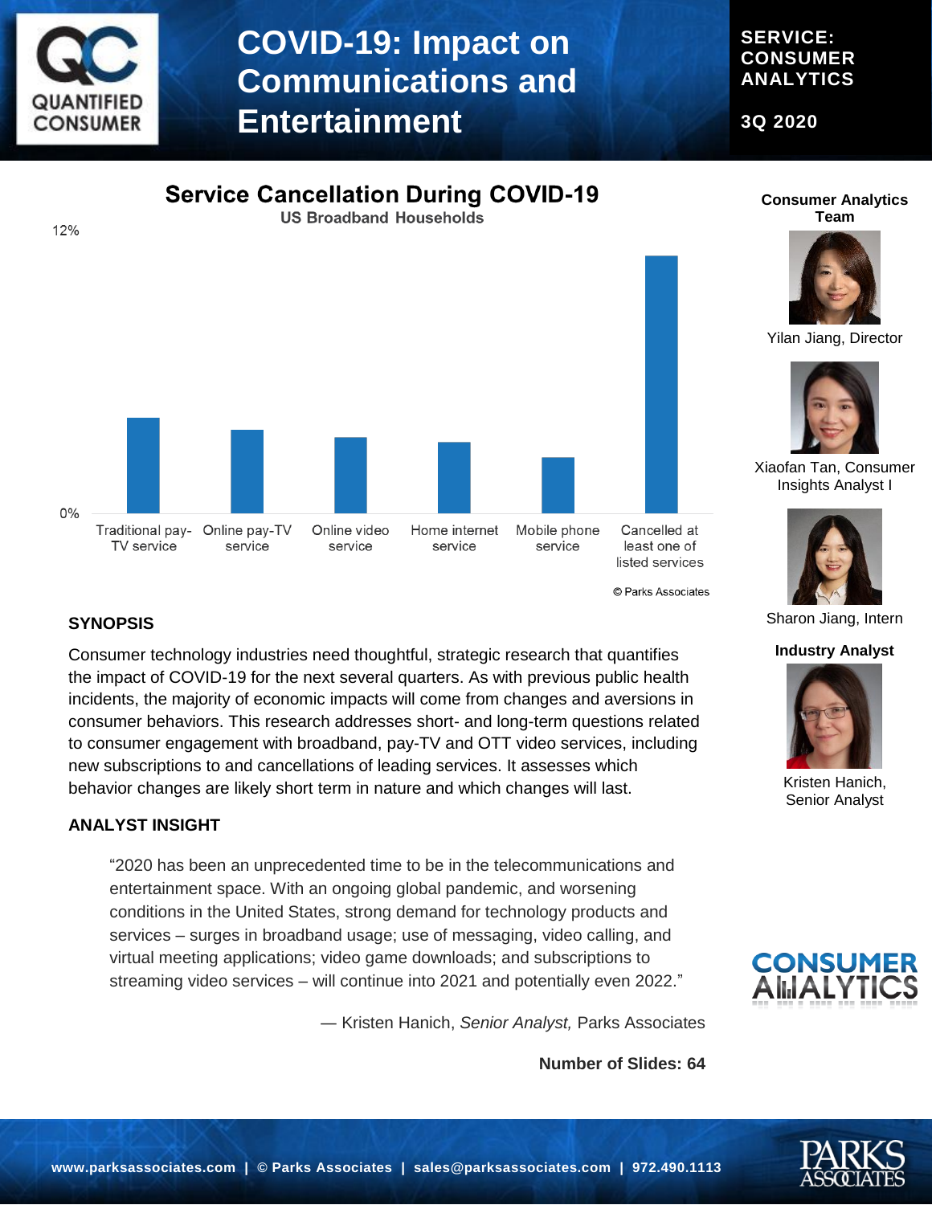# COVID-19: Impact on Communications and Entertainment

**SERVICE: CONSUMER ANALYTICS**

**3Q 2020**

## Service Cancellation During COVID-19

US Broadband Households

12%

0%

Traditional pay-TV service | Online pay-TV service | Online video service | Home internet service | Mobile phone service | Cancelled at least one of listed services

© Parks Associates

### SYNOPSIS

Consumer technology industries need thoughtful, strategic research that quantifies the impact of COVID-19 for the next several quarters. As with previous public health incidents, the majority of economic impacts will come from changes and aversions in consumer behaviors. This research addresses short- and long-term questions related to consumer engagement with broadband, pay-TV and OTT video services, including new subscriptions to and cancellations of leading services. It assesses which behavior changes are likely short term in nature and which changes will last.

### ANALYST INSIGHT

"2020 has been an unprecedented time to be in the telecommunications and entertainment space. With an ongoing global pandemic, and worsening conditions in the United States, strong demand for technology products and services – surges in broadband usage; use of messaging, video calling, and virtual meeting applications; video game downloads; and subscriptions to streaming video services – will continue into 2021 and potentially even 2022."

— Kristen Hanich, *Senior Analyst,* Parks Associates

**Number of Slides: 64**

**Consumer Analytics Team**

Yilan Jiang, Director

Xiaofan Tan, Consumer Insights Analyst I

Sharon Jiang, Intern

**Industry Analyst**

Kristen Hanich, Senior Analyst

**www.parksassociates.com | © Parks Associates | sales@parksassociates.com | 972.490.1113**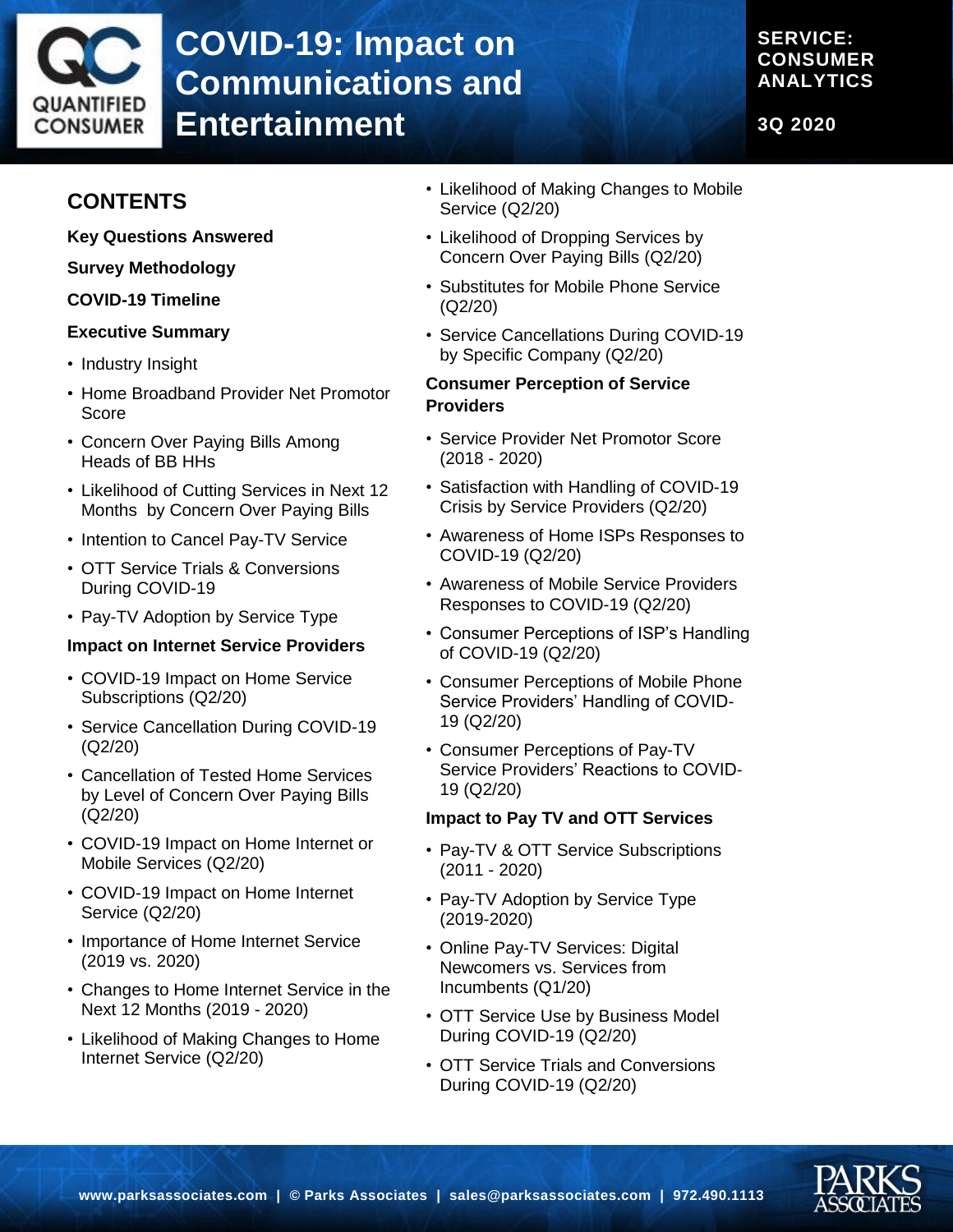# COVID-19: Impact on Communications and Entertainment

**SERVICE: CONSUMER ANALYTICS**

**3Q 2020**

## CONTENTS

**Key Questions Answered**

**Survey Methodology**

**COVID-19 Timeline**

**Executive Summary**

- Industry Insight
- Home Broadband Provider Net Promotor Score
- Concern Over Paying Bills Among Heads of BB HHs
- Likelihood of Cutting Services in Next 12 Months by Concern Over Paying Bills
- Intention to Cancel Pay-TV Service
- OTT Service Trials & Conversions During COVID-19
- Pay-TV Adoption by Service Type

**Impact on Internet Service Providers**

- COVID-19 Impact on Home Service Subscriptions (Q2/20)
- Service Cancellation During COVID-19 (Q2/20)
- Cancellation of Tested Home Services by Level of Concern Over Paying Bills (Q2/20)
- COVID-19 Impact on Home Internet or Mobile Services (Q2/20)
- COVID-19 Impact on Home Internet Service (Q2/20)
- Importance of Home Internet Service (2019 vs. 2020)
- Changes to Home Internet Service in the Next 12 Months (2019 - 2020)
- Likelihood of Making Changes to Home Internet Service (Q2/20)
- Likelihood of Making Changes to Mobile Service (Q2/20)
- Likelihood of Dropping Services by Concern Over Paying Bills (Q2/20)
- Substitutes for Mobile Phone Service (Q2/20)
- Service Cancellations During COVID-19 by Specific Company (Q2/20)

**Consumer Perception of Service Providers**

- Service Provider Net Promotor Score (2018 - 2020)
- Satisfaction with Handling of COVID-19 Crisis by Service Providers (Q2/20)
- Awareness of Home ISPs Responses to COVID-19 (Q2/20)
- Awareness of Mobile Service Providers Responses to COVID-19 (Q2/20)
- Consumer Perceptions of ISP's Handling of COVID-19 (Q2/20)
- Consumer Perceptions of Mobile Phone Service Providers' Handling of COVID-19 (Q2/20)
- Consumer Perceptions of Pay-TV Service Providers' Reactions to COVID-19 (Q2/20)

**Impact to Pay TV and OTT Services**

- Pay-TV & OTT Service Subscriptions (2011 - 2020)
- Pay-TV Adoption by Service Type (2019-2020)
- Online Pay-TV Services: Digital Newcomers vs. Services from Incumbents (Q1/20)
- OTT Service Use by Business Model During COVID-19 (Q2/20)
- OTT Service Trials and Conversions During COVID-19 (Q2/20)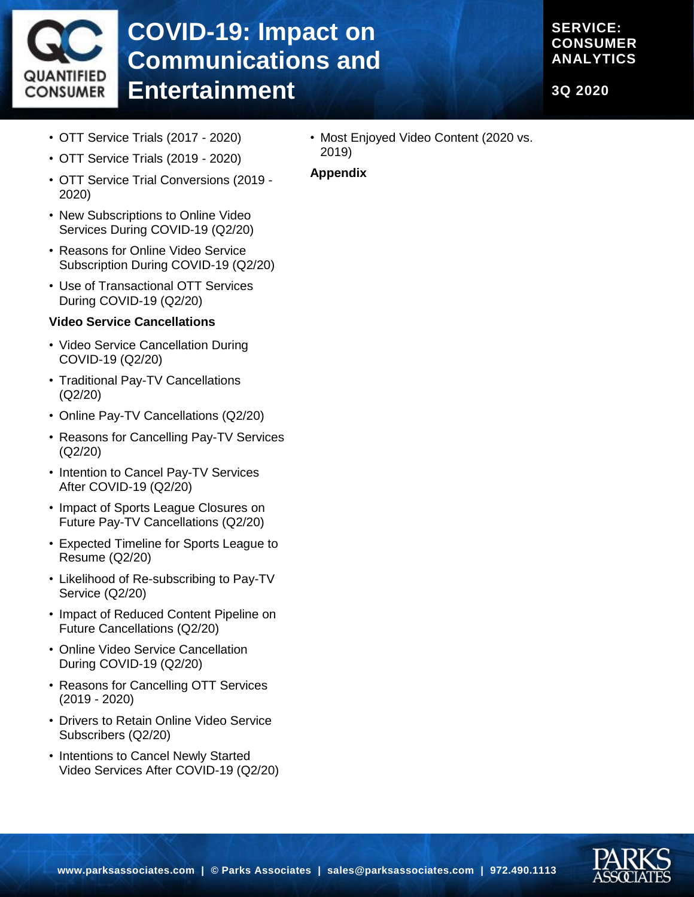- OTT Service Trials (2017 - 2020)
- OTT Service Trials (2019 - 2020)
- OTT Service Trial Conversions (2019 - 2020)
- New Subscriptions to Online Video Services During COVID-19 (Q2/20)
- Reasons for Online Video Service Subscription During COVID-19 (Q2/20)
- Use of Transactional OTT Services During COVID-19 (Q2/20)

**Video Service Cancellations**

- Video Service Cancellation During COVID-19 (Q2/20)
- Traditional Pay-TV Cancellations (Q2/20)
- Online Pay-TV Cancellations (Q2/20)
- Reasons for Cancelling Pay-TV Services (Q2/20)
- Intention to Cancel Pay-TV Services After COVID-19 (Q2/20)
- Impact of Sports League Closures on Future Pay-TV Cancellations (Q2/20)
- Expected Timeline for Sports League to Resume (Q2/20)
- Likelihood of Re-subscribing to Pay-TV Service (Q2/20)
- Impact of Reduced Content Pipeline on Future Cancellations (Q2/20)
- Online Video Service Cancellation During COVID-19 (Q2/20)
- Reasons for Cancelling OTT Services (2019 - 2020)
- Drivers to Retain Online Video Service Subscribers (Q2/20)
- Intentions to Cancel Newly Started Video Services After COVID-19 (Q2/20)
- Most Enjoyed Video Content (2020 vs. 2019)

**Appendix**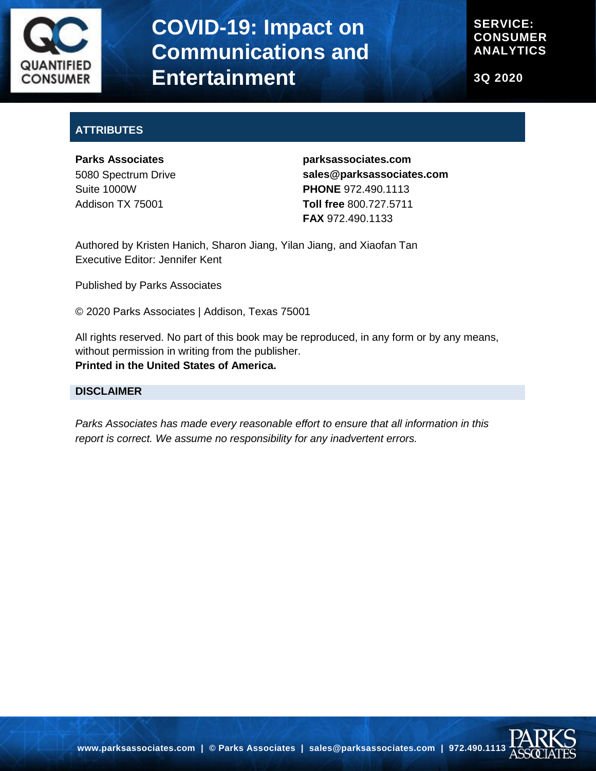# COVID-19: Impact on Communications and Entertainment

**SERVICE: CONSUMER ANALYTICS**

**3Q 2020**

## ATTRIBUTES

**Parks Associates**
5080 Spectrum Drive
Suite 1000W
Addison TX 75001

**parksassociates.com**
**sales@parksassociates.com**
**PHONE** 972.490.1113
**Toll free** 800.727.5711
**FAX** 972.490.1133

Authored by Kristen Hanich, Sharon Jiang, Yilan Jiang, and Xiaofan Tan
Executive Editor: Jennifer Kent

Published by Parks Associates

© 2020 Parks Associates | Addison, Texas 75001

All rights reserved. No part of this book may be reproduced, in any form or by any means, without permission in writing from the publisher.
**Printed in the United States of America.**

## DISCLAIMER

*Parks Associates has made every reasonable effort to ensure that all information in this report is correct. We assume no responsibility for any inadvertent errors.*